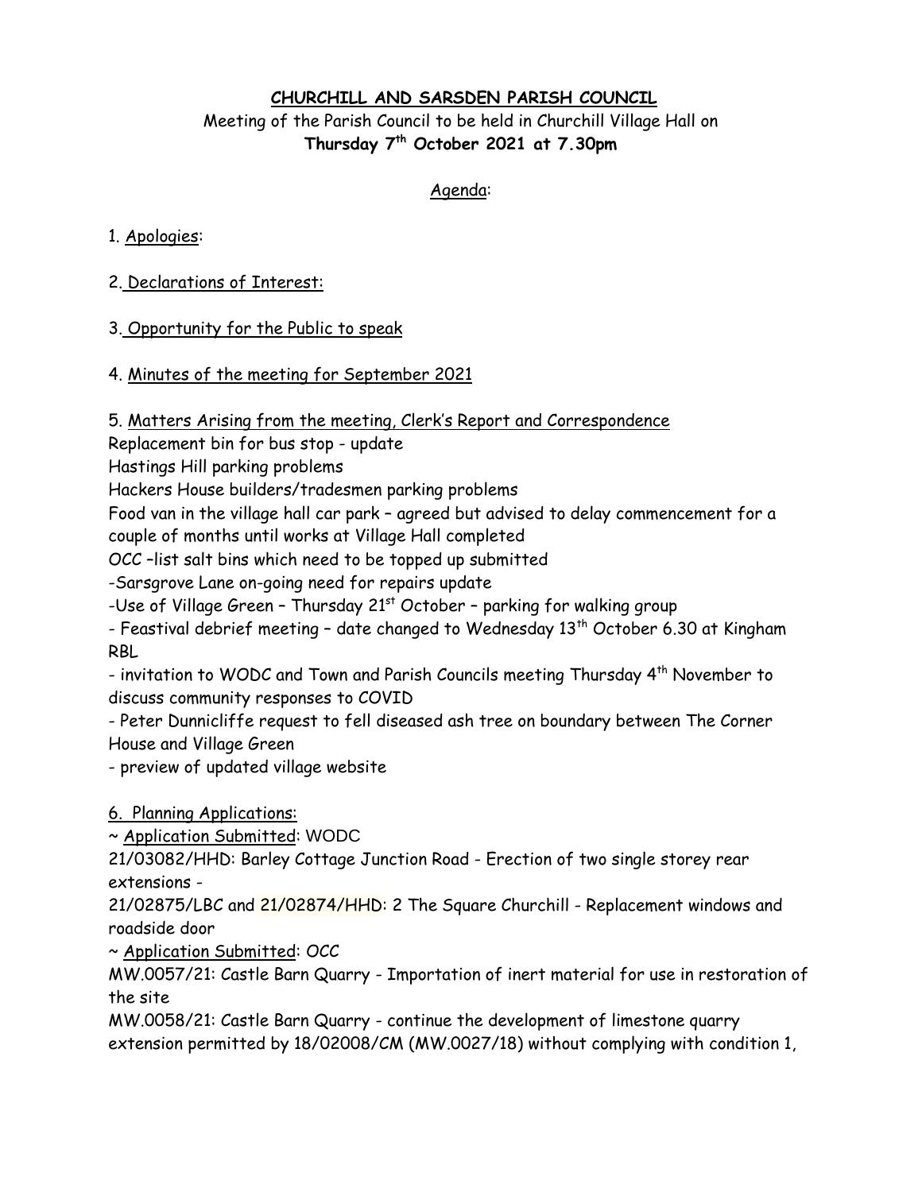# CHURCHILL AND SARSDEN PARISH COUNCIL

Meeting of the Parish Council to be held in Churchill Village Hall on
**Thursday 7th October 2021 at 7.30pm**

Agenda:

1. Apologies:

2. Declarations of Interest:

3. Opportunity for the Public to speak

4. Minutes of the meeting for September 2021

5. Matters Arising from the meeting, Clerk's Report and Correspondence

Replacement bin for bus stop - update

Hastings Hill parking problems

Hackers House builders/tradesmen parking problems

Food van in the village hall car park – agreed but advised to delay commencement for a couple of months until works at Village Hall completed

OCC –list salt bins which need to be topped up submitted

-Sarsgrove Lane on-going need for repairs update

-Use of Village Green – Thursday 21st October – parking for walking group

- Feastival debrief meeting – date changed to Wednesday 13th October 6.30 at Kingham RBL
- invitation to WODC and Town and Parish Councils meeting Thursday 4th November to discuss community responses to COVID
- Peter Dunnicliffe request to fell diseased ash tree on boundary between The Corner House and Village Green
- preview of updated village website

6. Planning Applications:

~ Application Submitted: WODC

21/03082/HHD: Barley Cottage Junction Road - Erection of two single storey rear extensions -

21/02875/LBC and 21/02874/HHD: 2 The Square Churchill - Replacement windows and roadside door

~ Application Submitted: OCC

MW.0057/21: Castle Barn Quarry - Importation of inert material for use in restoration of the site

MW.0058/21: Castle Barn Quarry - continue the development of limestone quarry extension permitted by 18/02008/CM (MW.0027/18) without complying with condition 1,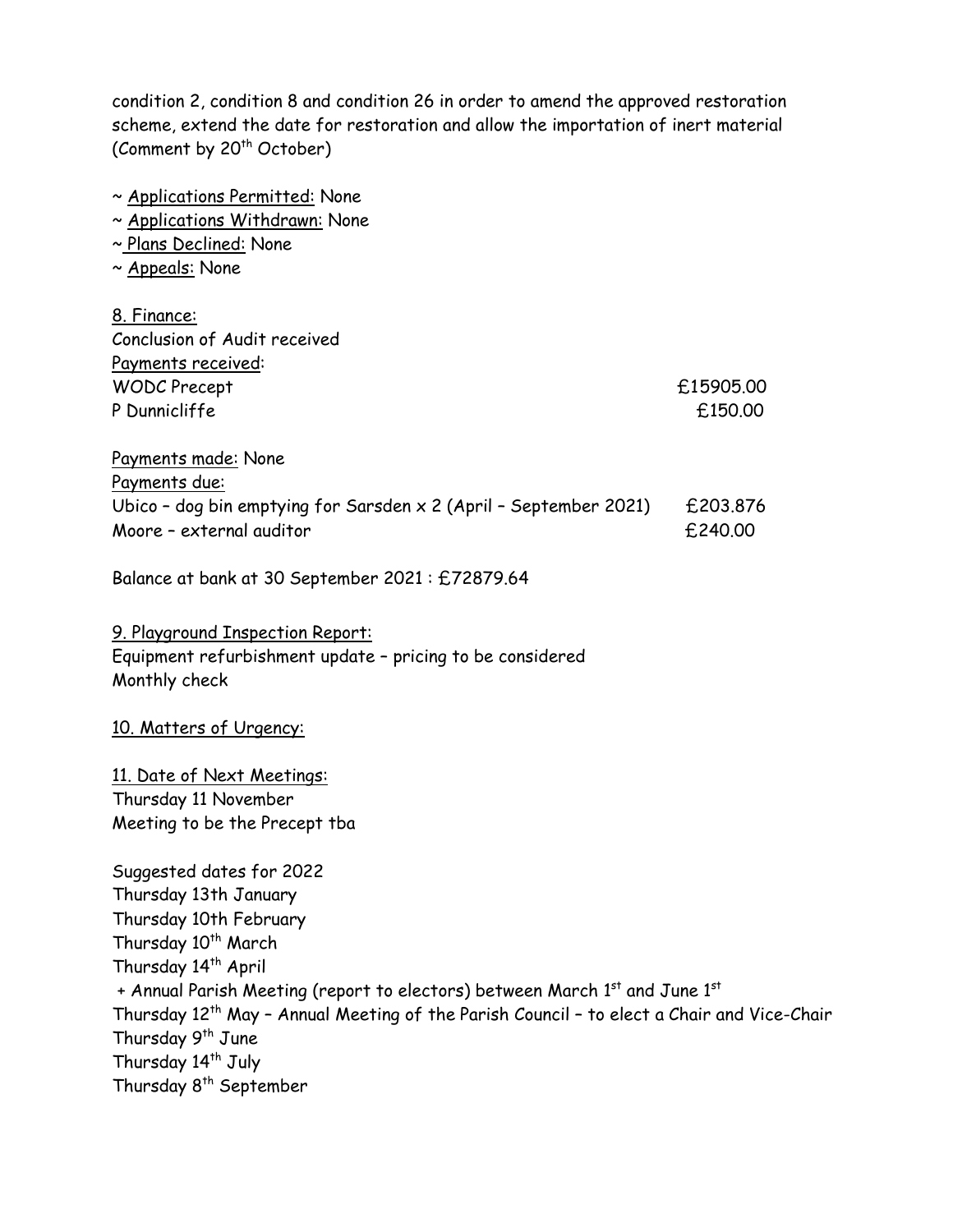condition 2, condition 8 and condition 26 in order to amend the approved restoration scheme, extend the date for restoration and allow the importation of inert material (Comment by 20th October)

~ Applications Permitted: None
~ Applications Withdrawn: None
~ Plans Declined: None
~ Appeals: None

8. Finance:
Conclusion of Audit received

Payments received:

| | |
|---|---|
| WODC Precept | £15905.00 |
| P Dunnicliffe | £150.00 |

Payments made: None

Payments due:

| | |
|---|---|
| Ubico – dog bin emptying for Sarsden x 2 (April – September 2021) | £203.876 |
| Moore – external auditor | £240.00 |

Balance at bank at 30 September 2021 : £72879.64

9. Playground Inspection Report:
Equipment refurbishment update – pricing to be considered
Monthly check

10. Matters of Urgency:

11. Date of Next Meetings:
Thursday 11 November
Meeting to be the Precept tba

Suggested dates for 2022
Thursday 13th January
Thursday 10th February
Thursday 10th March
Thursday 14th April
+ Annual Parish Meeting (report to electors) between March 1st and June 1st
Thursday 12th May – Annual Meeting of the Parish Council – to elect a Chair and Vice-Chair
Thursday 9th June
Thursday 14th July
Thursday 8th September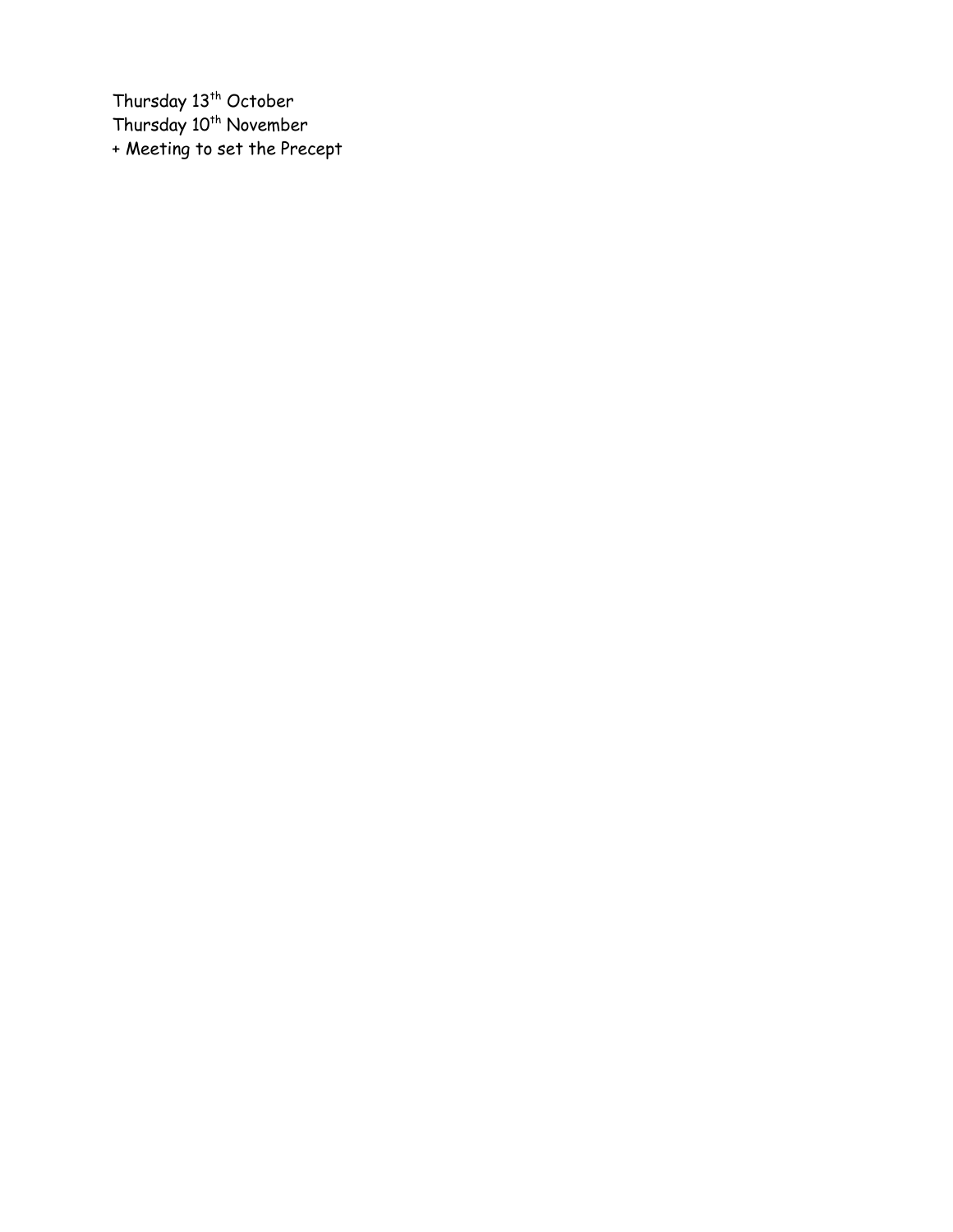Thursday 13th October
Thursday 10th November
+ Meeting to set the Precept